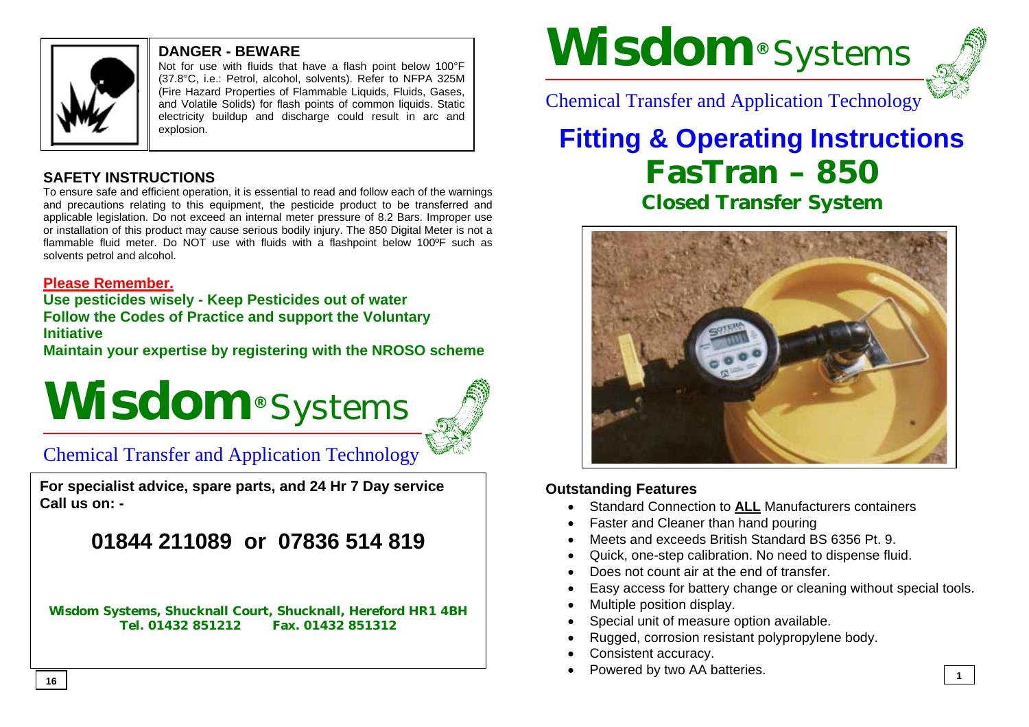**DANGER - BEWARE**

Not for use with fluids that have a flash point below 100°F (37.8°C, i.e.: Petrol, alcohol, solvents). Refer to NFPA 325M (Fire Hazard Properties of Flammable Liquids, Fluids, Gases, and Volatile Solids) for flash points of common liquids. Static electricity buildup and discharge could result in arc and explosion.

## SAFETY INSTRUCTIONS

To ensure safe and efficient operation, it is essential to read and follow each of the warnings and precautions relating to this equipment, the pesticide product to be transferred and applicable legislation. Do not exceed an internal meter pressure of 8.2 Bars. Improper use or installation of this product may cause serious bodily injury. The 850 Digital Meter is not a flammable fluid meter. Do NOT use with fluids with a flashpoint below 100ºF such as solvents petrol and alcohol.

**Please Remember.**

**Use pesticides wisely - Keep Pesticides out of water**
**Follow the Codes of Practice and support the Voluntary Initiative**
**Maintain your expertise by registering with the NROSO scheme**

**Wisdom® Systems**

Chemical Transfer and Application Technology

**For specialist advice, spare parts, and 24 Hr 7 Day service Call us on: -**

## 01844 211089 or 07836 514 819

**Wisdom Systems, Shucknall Court, Shucknall, Hereford HR1 4BH**
**Tel. 01432 851212 Fax. 01432 851312**

**Wisdom® Systems**

Chemical Transfer and Application Technology

# Fitting & Operating Instructions
# FasTran – 850
## Closed Transfer System

### Outstanding Features

- Standard Connection to **ALL** Manufacturers containers
- Faster and Cleaner than hand pouring
- Meets and exceeds British Standard BS 6356 Pt. 9.
- Quick, one-step calibration. No need to dispense fluid.
- Does not count air at the end of transfer.
- Easy access for battery change or cleaning without special tools.
- Multiple position display.
- Special unit of measure option available.
- Rugged, corrosion resistant polypropylene body.
- Consistent accuracy.
- Powered by two AA batteries.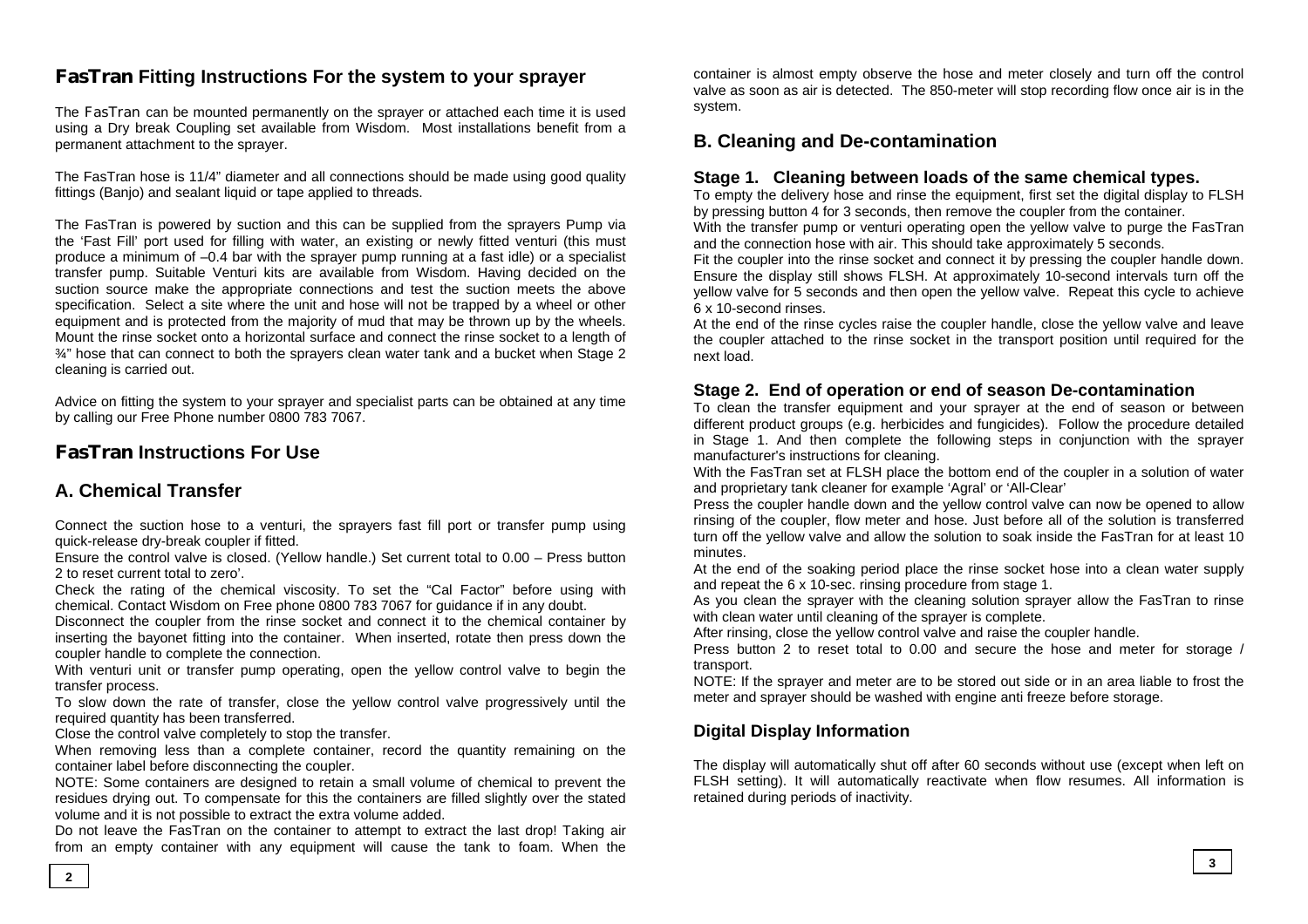## FasTran Fitting Instructions For the system to your sprayer

The FasTran can be mounted permanently on the sprayer or attached each time it is used using a Dry break Coupling set available from Wisdom. Most installations benefit from a permanent attachment to the sprayer.

The FasTran hose is 11/4" diameter and all connections should be made using good quality fittings (Banjo) and sealant liquid or tape applied to threads.

The FasTran is powered by suction and this can be supplied from the sprayers Pump via the 'Fast Fill' port used for filling with water, an existing or newly fitted venturi (this must produce a minimum of –0.4 bar with the sprayer pump running at a fast idle) or a specialist transfer pump. Suitable Venturi kits are available from Wisdom. Having decided on the suction source make the appropriate connections and test the suction meets the above specification. Select a site where the unit and hose will not be trapped by a wheel or other equipment and is protected from the majority of mud that may be thrown up by the wheels. Mount the rinse socket onto a horizontal surface and connect the rinse socket to a length of ¾" hose that can connect to both the sprayers clean water tank and a bucket when Stage 2 cleaning is carried out.

Advice on fitting the system to your sprayer and specialist parts can be obtained at any time by calling our Free Phone number 0800 783 7067.

## FasTran Instructions For Use

## A. Chemical Transfer

Connect the suction hose to a venturi, the sprayers fast fill port or transfer pump using quick-release dry-break coupler if fitted.

Ensure the control valve is closed. (Yellow handle.) Set current total to 0.00 – Press button 2 to reset current total to zero'.

Check the rating of the chemical viscosity. To set the "Cal Factor" before using with chemical. Contact Wisdom on Free phone 0800 783 7067 for guidance if in any doubt.

Disconnect the coupler from the rinse socket and connect it to the chemical container by inserting the bayonet fitting into the container. When inserted, rotate then press down the coupler handle to complete the connection.

With venturi unit or transfer pump operating, open the yellow control valve to begin the transfer process.

To slow down the rate of transfer, close the yellow control valve progressively until the required quantity has been transferred.

Close the control valve completely to stop the transfer.

When removing less than a complete container, record the quantity remaining on the container label before disconnecting the coupler.

NOTE: Some containers are designed to retain a small volume of chemical to prevent the residues drying out. To compensate for this the containers are filled slightly over the stated volume and it is not possible to extract the extra volume added.

Do not leave the FasTran on the container to attempt to extract the last drop! Taking air from an empty container with any equipment will cause the tank to foam. When the container is almost empty observe the hose and meter closely and turn off the control valve as soon as air is detected. The 850-meter will stop recording flow once air is in the system.

## B. Cleaning and De-contamination

### Stage 1. Cleaning between loads of the same chemical types.

To empty the delivery hose and rinse the equipment, first set the digital display to FLSH by pressing button 4 for 3 seconds, then remove the coupler from the container.

With the transfer pump or venturi operating open the yellow valve to purge the FasTran and the connection hose with air. This should take approximately 5 seconds.

Fit the coupler into the rinse socket and connect it by pressing the coupler handle down. Ensure the display still shows FLSH. At approximately 10-second intervals turn off the yellow valve for 5 seconds and then open the yellow valve. Repeat this cycle to achieve 6 x 10-second rinses.

At the end of the rinse cycles raise the coupler handle, close the yellow valve and leave the coupler attached to the rinse socket in the transport position until required for the next load.

### Stage 2. End of operation or end of season De-contamination

To clean the transfer equipment and your sprayer at the end of season or between different product groups (e.g. herbicides and fungicides). Follow the procedure detailed in Stage 1. And then complete the following steps in conjunction with the sprayer manufacturer's instructions for cleaning.

With the FasTran set at FLSH place the bottom end of the coupler in a solution of water and proprietary tank cleaner for example 'Agral' or 'All-Clear'

Press the coupler handle down and the yellow control valve can now be opened to allow rinsing of the coupler, flow meter and hose. Just before all of the solution is transferred turn off the yellow valve and allow the solution to soak inside the FasTran for at least 10 minutes.

At the end of the soaking period place the rinse socket hose into a clean water supply and repeat the 6 x 10-sec. rinsing procedure from stage 1.

As you clean the sprayer with the cleaning solution sprayer allow the FasTran to rinse with clean water until cleaning of the sprayer is complete.

After rinsing, close the yellow control valve and raise the coupler handle.

Press button 2 to reset total to 0.00 and secure the hose and meter for storage / transport.

NOTE: If the sprayer and meter are to be stored out side or in an area liable to frost the meter and sprayer should be washed with engine anti freeze before storage.

### Digital Display Information

The display will automatically shut off after 60 seconds without use (except when left on FLSH setting). It will automatically reactivate when flow resumes. All information is retained during periods of inactivity.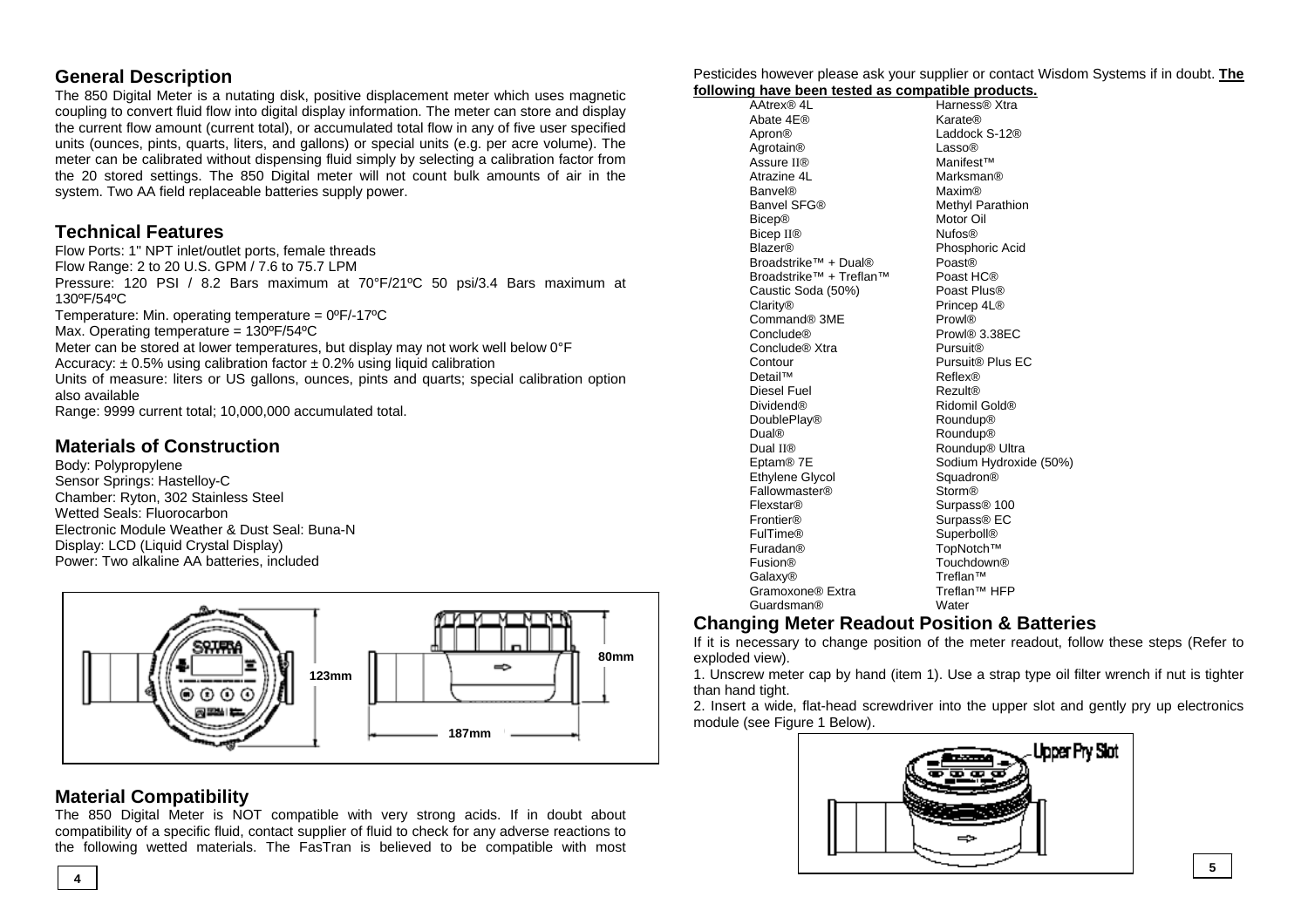## General Description

The 850 Digital Meter is a nutating disk, positive displacement meter which uses magnetic coupling to convert fluid flow into digital display information. The meter can store and display the current flow amount (current total), or accumulated total flow in any of five user specified units (ounces, pints, quarts, liters, and gallons) or special units (e.g. per acre volume). The meter can be calibrated without dispensing fluid simply by selecting a calibration factor from the 20 stored settings. The 850 Digital meter will not count bulk amounts of air in the system. Two AA field replaceable batteries supply power.

## Technical Features

Flow Ports: 1" NPT inlet/outlet ports, female threads
Flow Range: 2 to 20 U.S. GPM / 7.6 to 75.7 LPM
Pressure: 120 PSI / 8.2 Bars maximum at 70°F/21ºC 50 psi/3.4 Bars maximum at 130ºF/54ºC
Temperature: Min. operating temperature = 0ºF/-17ºC
Max. Operating temperature = 130ºF/54ºC
Meter can be stored at lower temperatures, but display may not work well below 0°F
Accuracy: ± 0.5% using calibration factor ± 0.2% using liquid calibration
Units of measure: liters or US gallons, ounces, pints and quarts; special calibration option also available
Range: 9999 current total; 10,000,000 accumulated total.

## Materials of Construction

Body: Polypropylene
Sensor Springs: Hastelloy-C
Chamber: Ryton, 302 Stainless Steel
Wetted Seals: Fluorocarbon
Electronic Module Weather & Dust Seal: Buna-N
Display: LCD (Liquid Crystal Display)
Power: Two alkaline AA batteries, included

123mm

80mm

187mm

## Material Compatibility

The 850 Digital Meter is NOT compatible with very strong acids. If in doubt about compatibility of a specific fluid, contact supplier of fluid to check for any adverse reactions to the following wetted materials. The FasTran is believed to be compatible with most Pesticides however please ask your supplier or contact Wisdom Systems if in doubt. **The following have been tested as compatible products.**

| | |
|---|---|
| AAtrex® 4L | Harness® Xtra |
| Abate 4E® | Karate® |
| Apron® | Laddock S-12® |
| Agrotain® | Lasso® |
| Assure II® | Manifest™ |
| Atrazine 4L | Marksman® |
| Banvel® | Maxim® |
| Banvel SFG® | Methyl Parathion |
| Bicep® | Motor Oil |
| Bicep II® | Nufos® |
| Blazer® | Phosphoric Acid |
| Broadstrike™ + Dual® | Poast® |
| Broadstrike™ + Treflan™ | Poast HC® |
| Caustic Soda (50%) | Poast Plus® |
| Clarity® | Princep 4L® |
| Command® 3ME | Prowl® |
| Conclude® | Prowl® 3.38EC |
| Conclude® Xtra | Pursuit® |
| Contour | Pursuit® Plus EC |
| Detail™ | Reflex® |
| Diesel Fuel | Rezult® |
| Dividend® | Ridomil Gold® |
| DoublePlay® | Roundup® |
| Dual® | Roundup® |
| Dual II® | Roundup® Ultra |
| Eptam® 7E | Sodium Hydroxide (50%) |
| Ethylene Glycol | Squadron® |
| Fallowmaster® | Storm® |
| Flexstar® | Surpass® 100 |
| Frontier® | Surpass® EC |
| FulTime® | Superboll® |
| Furadan® | TopNotch™ |
| Fusion® | Touchdown® |
| Galaxy® | Treflan™ |
| Gramoxone® Extra | Treflan™ HFP |
| Guardsman® | Water |

## Changing Meter Readout Position & Batteries

If it is necessary to change position of the meter readout, follow these steps (Refer to exploded view).

1. Unscrew meter cap by hand (item 1). Use a strap type oil filter wrench if nut is tighter than hand tight.
2. Insert a wide, flat-head screwdriver into the upper slot and gently pry up electronics module (see Figure 1 Below).

Upper Pry Slot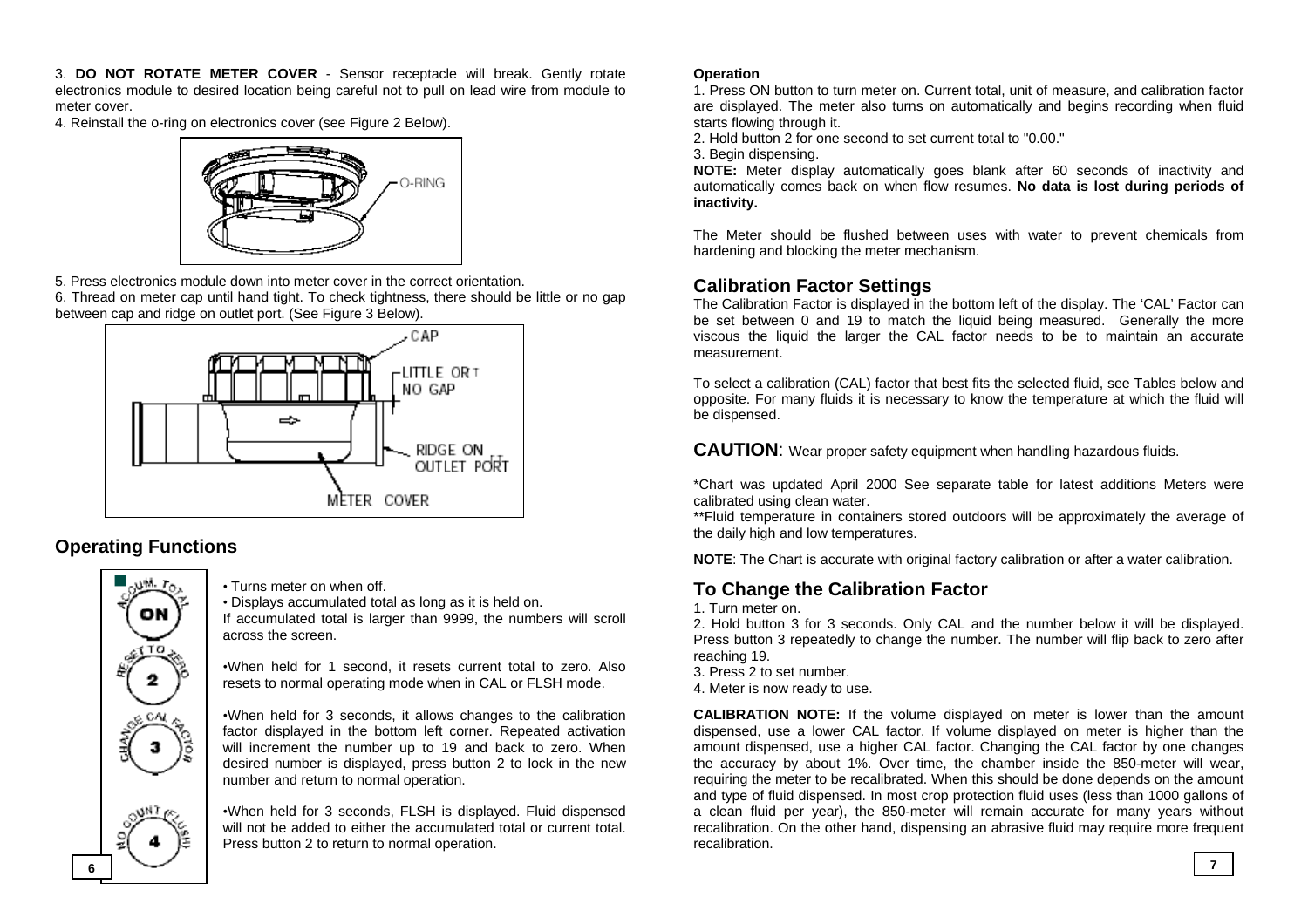3. **DO NOT ROTATE METER COVER** - Sensor receptacle will break. Gently rotate electronics module to desired location being careful not to pull on lead wire from module to meter cover.

4. Reinstall the o-ring on electronics cover (see Figure 2 Below).

5. Press electronics module down into meter cover in the correct orientation.

6. Thread on meter cap until hand tight. To check tightness, there should be little or no gap between cap and ridge on outlet port. (See Figure 3 Below).

## Operating Functions

**ACCUM. TOTAL — ON**

- Turns meter on when off.
- Displays accumulated total as long as it is held on.

If accumulated total is larger than 9999, the numbers will scroll across the screen.

**RESET TO ZERO — 2**

- When held for 1 second, it resets current total to zero. Also resets to normal operating mode when in CAL or FLSH mode.

**CHANGE CAL FACTOR — 3**

- When held for 3 seconds, it allows changes to the calibration factor displayed in the bottom left corner. Repeated activation will increment the number up to 19 and back to zero. When desired number is displayed, press button 2 to lock in the new number and return to normal operation.

**NO COUNT (FLUSH) — 4**

- When held for 3 seconds, FLSH is displayed. Fluid dispensed will not be added to either the accumulated total or current total. Press button 2 to return to normal operation.

**Operation**

1. Press ON button to turn meter on. Current total, unit of measure, and calibration factor are displayed. The meter also turns on automatically and begins recording when fluid starts flowing through it.
2. Hold button 2 for one second to set current total to "0.00."
3. Begin dispensing.

**NOTE:** Meter display automatically goes blank after 60 seconds of inactivity and automatically comes back on when flow resumes. **No data is lost during periods of inactivity.**

The Meter should be flushed between uses with water to prevent chemicals from hardening and blocking the meter mechanism.

## Calibration Factor Settings

The Calibration Factor is displayed in the bottom left of the display. The 'CAL' Factor can be set between 0 and 19 to match the liquid being measured. Generally the more viscous the liquid the larger the CAL factor needs to be to maintain an accurate measurement.

To select a calibration (CAL) factor that best fits the selected fluid, see Tables below and opposite. For many fluids it is necessary to know the temperature at which the fluid will be dispensed.

**CAUTION**: Wear proper safety equipment when handling hazardous fluids.

*Chart was updated April 2000 See separate table for latest additions Meters were calibrated using clean water.

**Fluid temperature in containers stored outdoors will be approximately the average of the daily high and low temperatures.

**NOTE**: The Chart is accurate with original factory calibration or after a water calibration.

## To Change the Calibration Factor

1. Turn meter on.
2. Hold button 3 for 3 seconds. Only CAL and the number below it will be displayed. Press button 3 repeatedly to change the number. The number will flip back to zero after reaching 19.
3. Press 2 to set number.
4. Meter is now ready to use.

**CALIBRATION NOTE:** If the volume displayed on meter is lower than the amount dispensed, use a lower CAL factor. If volume displayed on meter is higher than the amount dispensed, use a higher CAL factor. Changing the CAL factor by one changes the accuracy by about 1%. Over time, the chamber inside the 850-meter will wear, requiring the meter to be recalibrated. When this should be done depends on the amount and type of fluid dispensed. In most crop protection fluid uses (less than 1000 gallons of a clean fluid per year), the 850-meter will remain accurate for many years without recalibration. On the other hand, dispensing an abrasive fluid may require more frequent recalibration.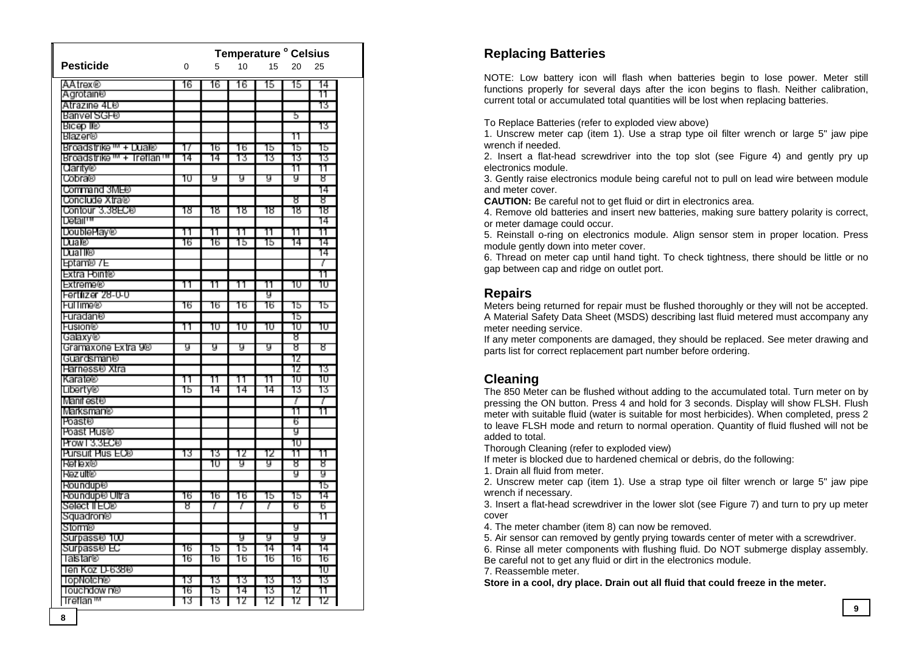| Pesticide | Temperature °Celsius | | | | | |
|---|---|---|---|---|---|---|
| | 0 | 5 | 10 | 15 | 20 | 25 |
| AAtrex® | 16 | 16 | 16 | 15 | 15 | 14 |
| Agrotain® | | | | | | 11 |
| Atrazine 4L® | | | | | | 13 |
| Banvel SGF® | | | | | 5 | |
| Bicep II® | | | | | | 13 |
| Blazer® | | | | | 11 | |
| Broadstrike™ + Dual® | 17 | 16 | 16 | 15 | 15 | 15 |
| Broadstrike™ + Treflan™ | 14 | 14 | 13 | 13 | 13 | 13 |
| Clarity® | | | | | 11 | 11 |
| Cobra® | 10 | 9 | 9 | 9 | 9 | 8 |
| Command 3ME® | | | | | | 14 |
| Conclude Xtra® | | | | | 8 | 8 |
| Contour 3.38EC® | 18 | 18 | 18 | 18 | 18 | 18 |
| Detail™ | | | | | | 14 |
| DoublePlay® | 11 | 11 | 11 | 11 | 11 | 11 |
| Dual® | 16 | 16 | 15 | 15 | 14 | 14 |
| Dual II® | | | | | | 14 |
| Eptam® 7E | | | | | | 7 |
| Extra Point® | | | | | | 11 |
| Extreme® | 11 | 11 | 11 | 11 | 10 | 10 |
| Fertilizer 28-0-0 | | | | 9 | | |
| FulTime® | 16 | 16 | 16 | 16 | 15 | 15 |
| Furadan® | | | | | 15 | |
| Fusion® | 11 | 10 | 10 | 10 | 10 | 10 |
| Galaxy® | | | | | 8 | |
| Gramaxone Extra 9® | 9 | 9 | 9 | 9 | 8 | 8 |
| Guardsman® | | | | | 12 | |
| Harness® Xtra | | | | | 12 | 13 |
| Karate® | 11 | 11 | 11 | 11 | 10 | 10 |
| Liberty® | 15 | 14 | 14 | 14 | 13 | 13 |
| Manifest® | | | | | 7 | 7 |
| Marksman® | | | | | 11 | 11 |
| Poast® | | | | | 6 | |
| Poast Plus® | | | | | 9 | |
| Prowl 3.3EC® | | | | | 10 | |
| Pursuit Plus EC® | 13 | 13 | 12 | 12 | 11 | 11 |
| Reflex® | | 10 | 9 | 9 | 8 | 8 |
| Rezult® | | | | | 9 | 9 |
| Roundup® | | | | | | 15 |
| Roundup® Ultra | 16 | 16 | 16 | 15 | 15 | 14 |
| Select II EC® | 8 | 7 | 7 | 7 | 6 | 6 |
| Squadron® | | | | | | 11 |
| Storm® | | | | | 9 | |
| Surpass® 100 | | | 9 | 9 | 9 | 9 |
| Surpass® EC | 16 | 15 | 15 | 14 | 14 | 14 |
| Talstar® | 16 | 16 | 16 | 16 | 16 | 16 |
| Ten Koz D-638® | | | | | | 10 |
| TopNotch® | 13 | 13 | 13 | 13 | 13 | 13 |
| Touchdown® | 16 | 15 | 14 | 13 | 12 | 11 |
| Treflan™ | 13 | 13 | 12 | 12 | 12 | 12 |

## Replacing Batteries

NOTE: Low battery icon will flash when batteries begin to lose power. Meter still functions properly for several days after the icon begins to flash. Neither calibration, current total or accumulated total quantities will be lost when replacing batteries.

To Replace Batteries (refer to exploded view above)

1. Unscrew meter cap (item 1). Use a strap type oil filter wrench or large 5" jaw pipe wrench if needed.
2. Insert a flat-head screwdriver into the top slot (see Figure 4) and gently pry up electronics module.
3. Gently raise electronics module being careful not to pull on lead wire between module and meter cover.

**CAUTION:** Be careful not to get fluid or dirt in electronics area.

4. Remove old batteries and insert new batteries, making sure battery polarity is correct, or meter damage could occur.
5. Reinstall o-ring on electronics module. Align sensor stem in proper location. Press module gently down into meter cover.
6. Thread on meter cap until hand tight. To check tightness, there should be little or no gap between cap and ridge on outlet port.

## Repairs

Meters being returned for repair must be flushed thoroughly or they will not be accepted. A Material Safety Data Sheet (MSDS) describing last fluid metered must accompany any meter needing service.

If any meter components are damaged, they should be replaced. See meter drawing and parts list for correct replacement part number before ordering.

## Cleaning

The 850 Meter can be flushed without adding to the accumulated total. Turn meter on by pressing the ON button. Press 4 and hold for 3 seconds. Display will show FLSH. Flush meter with suitable fluid (water is suitable for most herbicides). When completed, press 2 to leave FLSH mode and return to normal operation. Quantity of fluid flushed will not be added to total.

Thorough Cleaning (refer to exploded view)

If meter is blocked due to hardened chemical or debris, do the following:

1. Drain all fluid from meter.
2. Unscrew meter cap (item 1). Use a strap type oil filter wrench or large 5" jaw pipe wrench if necessary.
3. Insert a flat-head screwdriver in the lower slot (see Figure 7) and turn to pry up meter cover
4. The meter chamber (item 8) can now be removed.
5. Air sensor can removed by gently prying towards center of meter with a screwdriver.
6. Rinse all meter components with flushing fluid. Do NOT submerge display assembly. Be careful not to get any fluid or dirt in the electronics module.
7. Reassemble meter.

**Store in a cool, dry place. Drain out all fluid that could freeze in the meter.**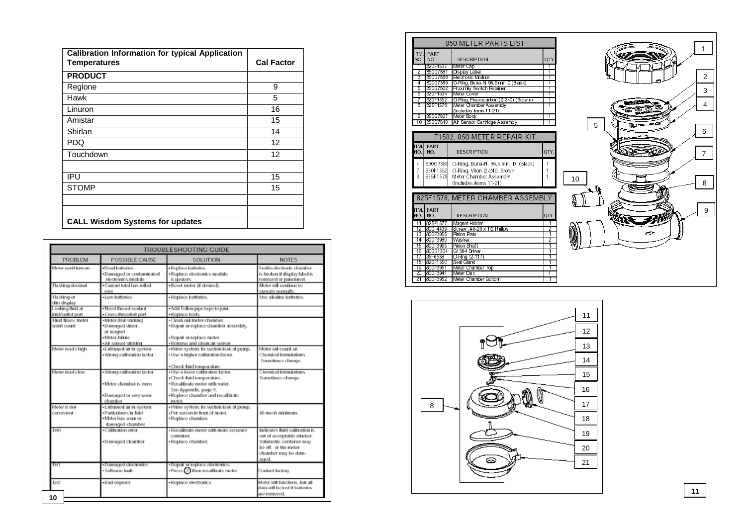| Calibration Information for typical Application Temperatures | Cal Factor |
|---|---|
| **PRODUCT** | |
| Reglone | 9 |
| Hawk | 5 |
| Linuron | 16 |
| Amistar | 15 |
| Shirlan | 14 |
| PDQ | 12 |
| Touchdown | 12 |
| | |
| IPU | 15 |
| STOMP | 15 |
| | |
| | |
| **CALL Wisdom Systems for updates** | |

## TROUBLESHOOTING GUIDE

| PROBLEM | POSSIBLE CAUSE | SOLUTION | NOTES |
|---|---|---|---|
| Meter won't turn on | •Dead batteries. •Damaged or contaminated electronics module | •Replace batteries. •Replace electronics module & gaskets. | Seal to electronic chamber is broken if display label is removed or punctured. |
| Flashing decimal | •Current total has rolled over | •Reset meter (if desired). | Meter will continue to operate normally. |
| Flashing or dim display | •Low batteries | •Replace batteries. | Use alkaline batteries. |
| Leaking fluid at inlet/outlet port | •Need thread sealant •Cross-threaded port | •Add Teflon pipe tape to joint. •Replace body. | |
| Fluid flows; meter won't count | •Meter disk sticking •Damaged driver or magnet •Meter failure •Air sensor sticking | •Clean out meter chamber. •Repair or replace chamber assembly. •Repair or replace meter. •Remove and clean air sensor | |
| Meter reads high | •Entrained air in system •Wrong calibration factor | •Prime system, fix suction leak at pump. •Use a higher calibration factor. •Check fluid temperature | Motor will count air. Chemical formulations Sometimes change. |
| Meter reads low | •Wrong calibration factor •Meter chamber is worn •Damaged or very worn chamber | •Use a lower calibration factor. •Check fluid temperature. •Recalibrate meter with water. See Appendix, page 9. •Replace chamber and recalibrate motor. | Chemical formulations Sometimes change. |
| Meter is not consistent | •Entrained air in system •Particulates in fluid •Meter has worn or damaged chamber | •Prime system, fix suction leak at pump. •Put screen in front of meter. •Replace chamber. | 40 mesh minimum. |
| Err0 | •Calibration error •Damaged chamber | •Recalibrate meter with more accurate container. •Replace chamber. | Indicates fluid calibration is out of acceptable window. Volumetric container may be off, or the meter chamber may be damaged. |
| Err1 | •Damaged electronics •Software fault | •Repair or replace electronics. •Press (2) then recalibrate meter | Contact factory. |
| Err2 | •Bad eeprom | •Replace electronics | Meter still functions, but all data will be lost if batteries are removed. |

## 850 METER PARTS LIST

| ITM. NO. | PART NO. | DESCRIPTION | QTY. |
|---|---|---|---|
| 1 | 820F1537 | Meter Cap | 1 |
| 2 | 850G7887 | Display Label | 1 |
| 3 | 850G7888 | Electronic Module | 1 |
| 4 | 800G7389 | O-Ring, Buna-N 96.5mm ID (Black) | 1 |
| 5 | 850G7802 | Proximity Switch Retainer | 1 |
| 6 | 820F1534 | Meter Cover | 1 |
| 7 | 820F1552 | O-Ring, Fluorocarbon (2-240) (Brown) | 1 |
| 8 | 825F1578 | Meter Chamber Assembly (Includes items 11-21) | 1 |
| 9 | 850G7807 | Meter Body | 1 |
| 10 | 850G7810 | Air Sensor Cartridge Assembly | 1 |

## F1582, 850 METER REPAIR KIT

| ITM. NO. | PART NO. | DESCRIPTION | QTY. |
|---|---|---|---|
| 4 | 800G7389 | O-Ring, Buna-N, 96.5 mm ID (Black) | 1 |
| 7 | 820F1552 | O-Ring, Viton (2-240, Brown) | 1 |
| 8 | 825F1578 | Meter Chamber Assembly (Includes items 11-21) | 1 |

## 825F1578, METER CHAMBER ASSEMBLY

| ITM. NO. | PART NO. | DESCRIPTION | QTY. |
|---|---|---|---|
| 11 | 825F1577 | Magnet Holder | 1 |
| 12 | 800F4439 | Screw, #6-20 x 1/2 Phillips | 2 |
| 13 | 800F3955 | Pinion Plate | 1 |
| 14 | 800F3980 | Washer | 2 |
| 15 | 800F3965 | Pinion Shaft | 1 |
| 16 | 800G1304 | G1304 Driver | 1 |
| 17 | 35F6589 | O-Ring (2-117) | 1 |
| 18 | 820F1550 | Seal Gland | 1 |
| 19 | 800F3951 | Meter Chamber Top | 1 |
| 20 | 800F3941 | Meter Disc | 1 |
| 21 | 800F3952 | Meter Chamber Bottom | 1 |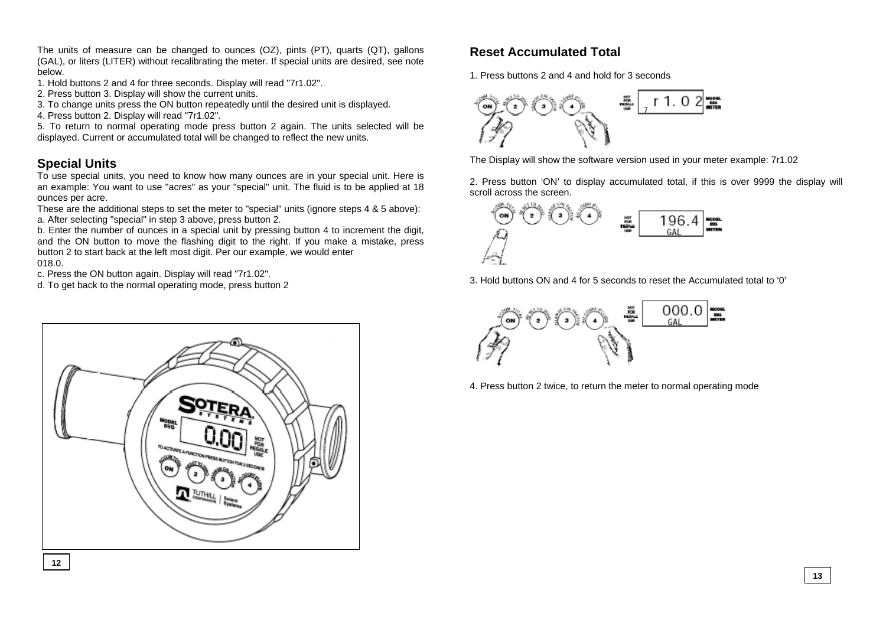The units of measure can be changed to ounces (OZ), pints (PT), quarts (QT), gallons (GAL), or liters (LITER) without recalibrating the meter. If special units are desired, see note below.

1. Hold buttons 2 and 4 for three seconds. Display will read "7r1.02".
2. Press button 3. Display will show the current units.
3. To change units press the ON button repeatedly until the desired unit is displayed.
4. Press button 2. Display will read "7r1.02".
5. To return to normal operating mode press button 2 again. The units selected will be displayed. Current or accumulated total will be changed to reflect the new units.

## Special Units

To use special units, you need to know how many ounces are in your special unit. Here is an example: You want to use "acres" as your "special" unit. The fluid is to be applied at 18 ounces per acre.

These are the additional steps to set the meter to "special" units (ignore steps 4 & 5 above):

a. After selecting "special" in step 3 above, press button 2.

b. Enter the number of ounces in a special unit by pressing button 4 to increment the digit, and the ON button to move the flashing digit to the right. If you make a mistake, press button 2 to start back at the left most digit. Per our example, we would enter 018.0.

c. Press the ON button again. Display will read "7r1.02".

d. To get back to the normal operating mode, press button 2

## Reset Accumulated Total

1. Press buttons 2 and 4 and hold for 3 seconds

The Display will show the software version used in your meter example: 7r1.02

2. Press button 'ON' to display accumulated total, if this is over 9999 the display will scroll across the screen.

3. Hold buttons ON and 4 for 5 seconds to reset the Accumulated total to '0'

4. Press button 2 twice, to return the meter to normal operating mode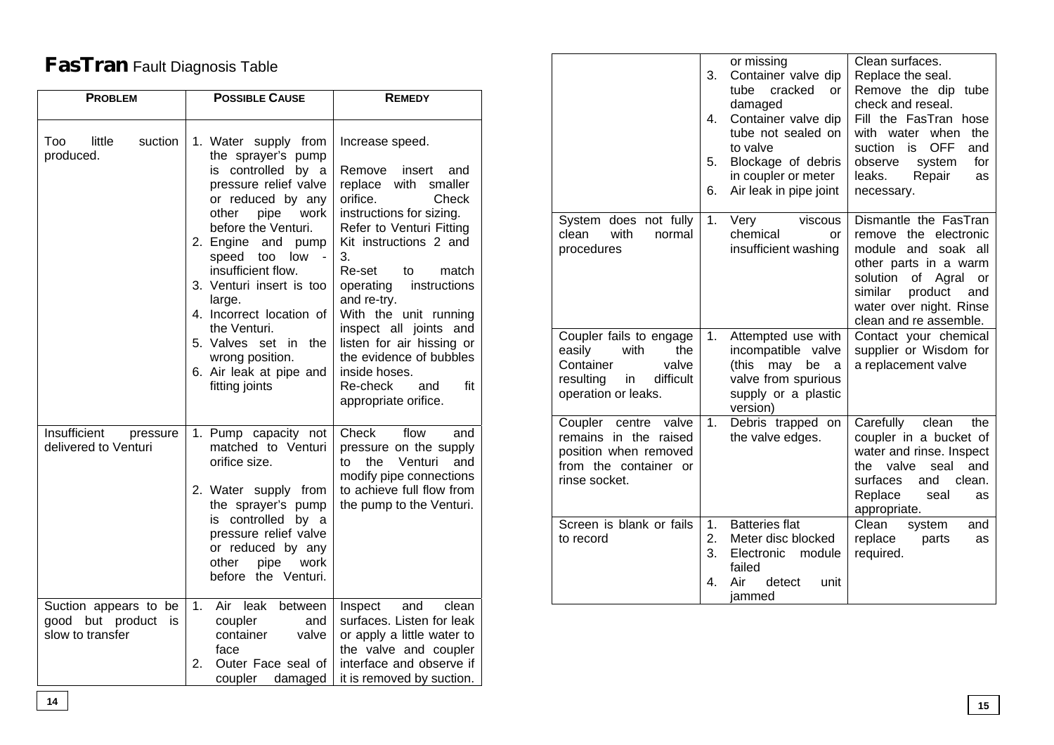# **FasTran** Fault Diagnosis Table

| PROBLEM | POSSIBLE CAUSE | REMEDY |
|---|---|---|
| Too little suction produced. | 1. Water supply from the sprayer's pump is controlled by a pressure relief valve or reduced by any other pipe work before the Venturi.<br>2. Engine and pump speed too low - insufficient flow.<br>3. Venturi insert is too large.<br>4. Incorrect location of the Venturi.<br>5. Valves set in the wrong position.<br>6. Air leak at pipe and fitting joints | Increase speed.<br><br>Remove insert and replace with smaller orifice. Check instructions for sizing.<br>Refer to Venturi Fitting Kit instructions 2 and 3.<br>Re-set to match operating instructions and re-try.<br>With the unit running inspect all joints and listen for air hissing or the evidence of bubbles inside hoses.<br>Re-check and fit appropriate orifice. |
| Insufficient pressure delivered to Venturi | 1. Pump capacity not matched to Venturi orifice size.<br><br>2. Water supply from the sprayer's pump is controlled by a pressure relief valve or reduced by any other pipe work before the Venturi. | Check flow and pressure on the supply to the Venturi and modify pipe connections to achieve full flow from the pump to the Venturi. |
| Suction appears to be good but product is slow to transfer | 1. Air leak between coupler and container valve face<br>2. Outer Face seal of coupler damaged or missing<br>3. Container valve dip tube cracked or damaged<br>4. Container valve dip tube not sealed on to valve<br>5. Blockage of debris in coupler or meter<br>6. Air leak in pipe joint | Inspect and clean surfaces. Listen for leak or apply a little water to the valve and coupler interface and observe if it is removed by suction.<br>Clean surfaces.<br>Replace the seal.<br>Remove the dip tube check and reseal.<br>Fill the FasTran hose with water when the suction is OFF and observe system for leaks. Repair as necessary. |
| System does not fully clean with normal procedures | 1. Very viscous chemical or insufficient washing | Dismantle the FasTran remove the electronic module and soak all other parts in a warm solution of Agral or similar product and water over night. Rinse clean and re assemble. |
| Coupler fails to engage easily with the Container valve resulting in difficult operation or leaks. | 1. Attempted use with incompatible valve (this may be a valve from spurious supply or a plastic version) | Contact your chemical supplier or Wisdom for a replacement valve |
| Coupler centre valve remains in the raised position when removed from the container or rinse socket. | 1. Debris trapped on the valve edges. | Carefully clean the coupler in a bucket of water and rinse. Inspect the valve seal and surfaces and clean. Replace seal as appropriate. |
| Screen is blank or fails to record | 1. Batteries flat<br>2. Meter disc blocked<br>3. Electronic module failed<br>4. Air detect unit jammed | Clean system and replace parts as required. |